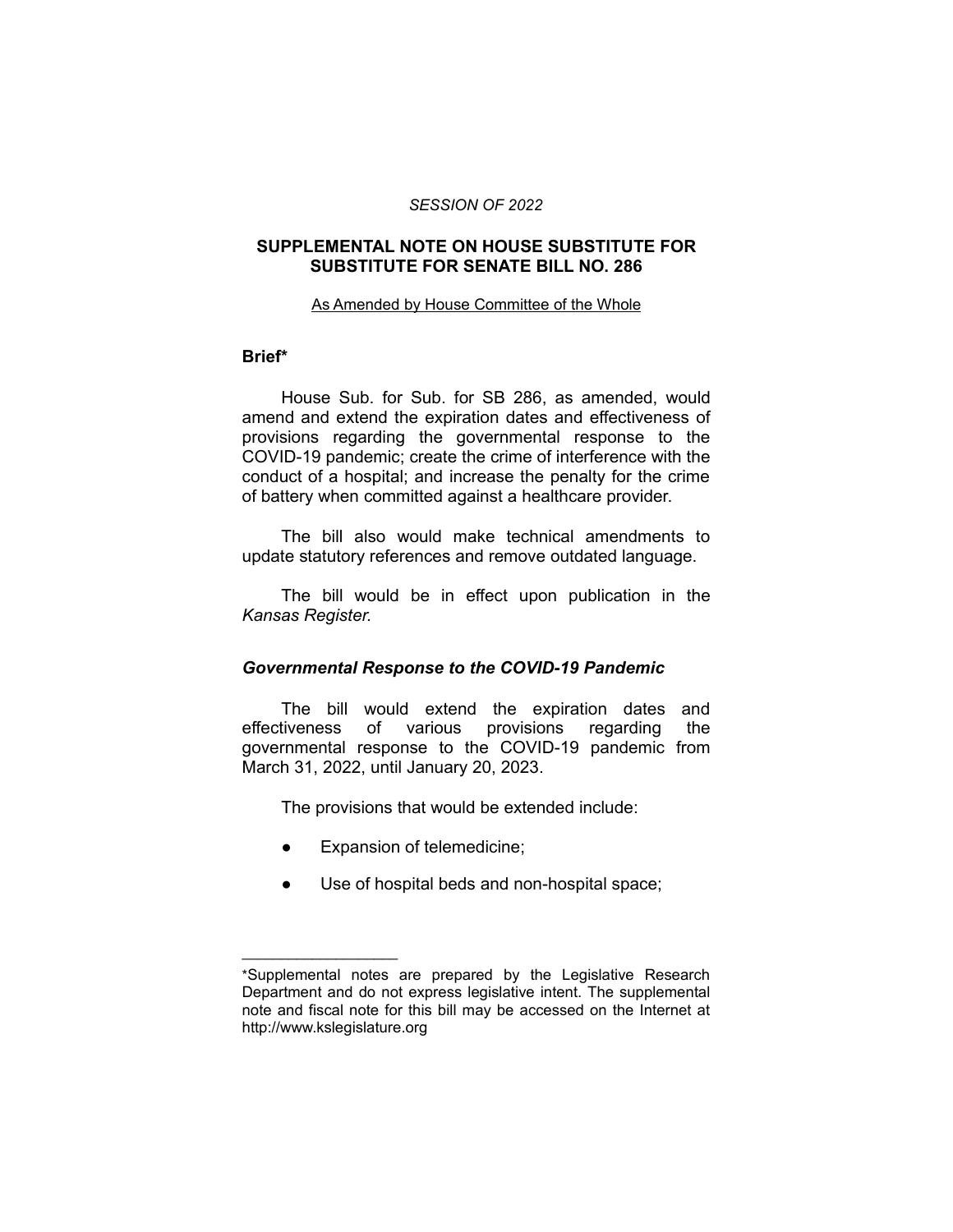*SESSION OF 2022*

## SUPPLEMENTAL NOTE ON HOUSE SUBSTITUTE FOR SUBSTITUTE FOR SENATE BILL NO. 286

As Amended by House Committee of the Whole

### Brief*

House Sub. for Sub. for SB 286, as amended, would amend and extend the expiration dates and effectiveness of provisions regarding the governmental response to the COVID-19 pandemic; create the crime of interference with the conduct of a hospital; and increase the penalty for the crime of battery when committed against a healthcare provider.

The bill also would make technical amendments to update statutory references and remove outdated language.

The bill would be in effect upon publication in the *Kansas Register*.

### *Governmental Response to the COVID-19 Pandemic*

The bill would extend the expiration dates and effectiveness of various provisions regarding the governmental response to the COVID-19 pandemic from March 31, 2022, until January 20, 2023.

The provisions that would be extended include:

- Expansion of telemedicine;
- Use of hospital beds and non-hospital space;

---

*Supplemental notes are prepared by the Legislative Research Department and do not express legislative intent. The supplemental note and fiscal note for this bill may be accessed on the Internet at http://www.kslegislature.org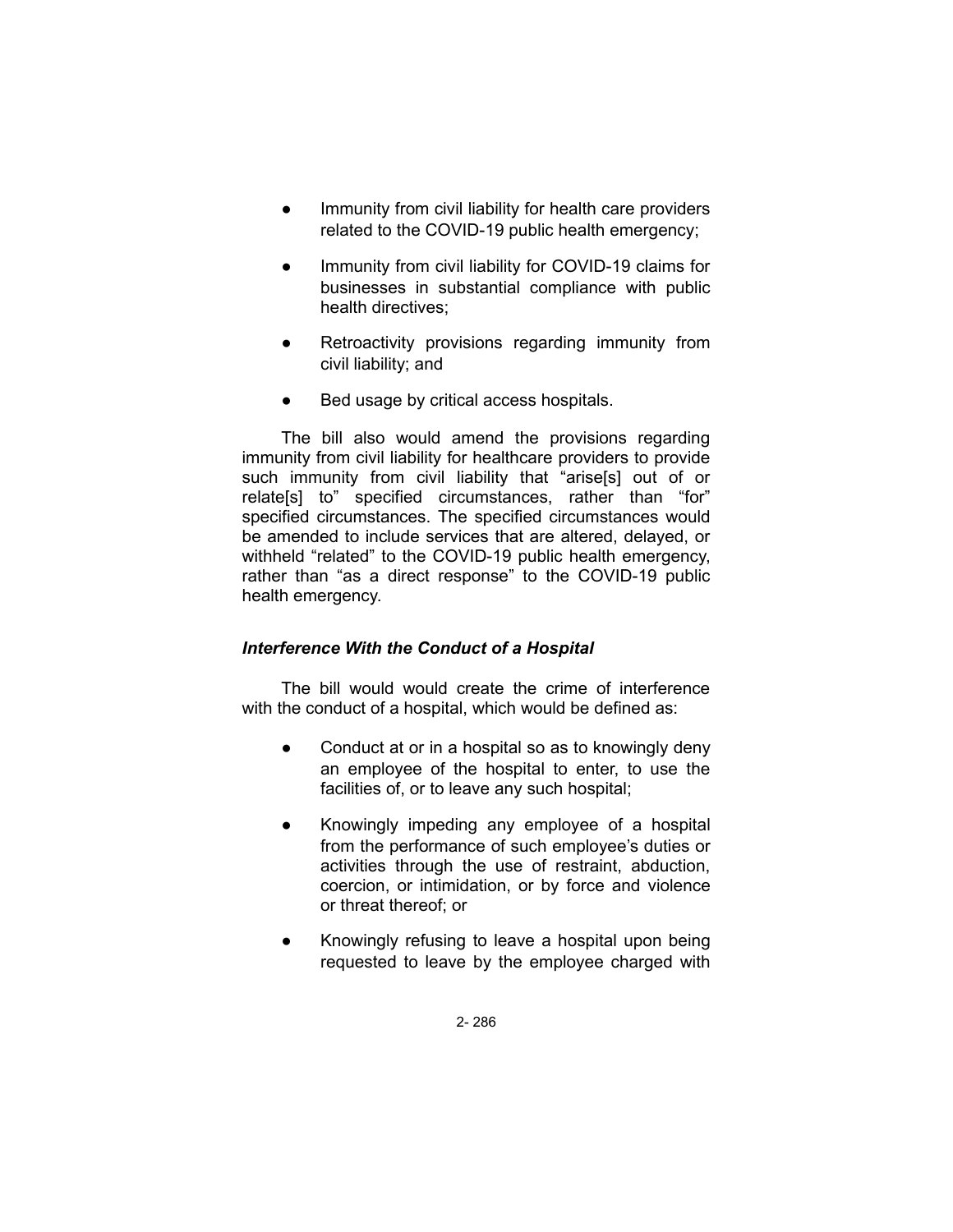- Immunity from civil liability for health care providers related to the COVID-19 public health emergency;
- Immunity from civil liability for COVID-19 claims for businesses in substantial compliance with public health directives;
- Retroactivity provisions regarding immunity from civil liability; and
- Bed usage by critical access hospitals.

The bill also would amend the provisions regarding immunity from civil liability for healthcare providers to provide such immunity from civil liability that "arise[s] out of or relate[s] to" specified circumstances, rather than "for" specified circumstances. The specified circumstances would be amended to include services that are altered, delayed, or withheld "related" to the COVID-19 public health emergency, rather than "as a direct response" to the COVID-19 public health emergency.

### *Interference With the Conduct of a Hospital*

The bill would would create the crime of interference with the conduct of a hospital, which would be defined as:

- Conduct at or in a hospital so as to knowingly deny an employee of the hospital to enter, to use the facilities of, or to leave any such hospital;
- Knowingly impeding any employee of a hospital from the performance of such employee's duties or activities through the use of restraint, abduction, coercion, or intimidation, or by force and violence or threat thereof; or
- Knowingly refusing to leave a hospital upon being requested to leave by the employee charged with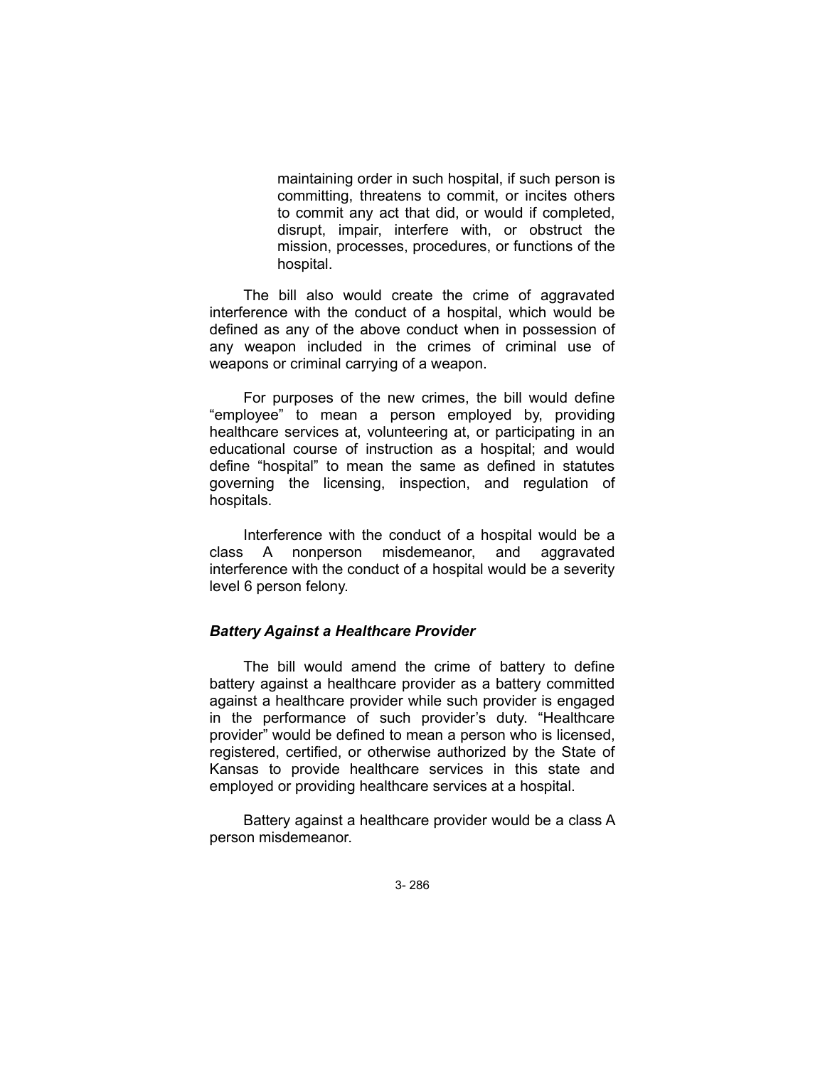maintaining order in such hospital, if such person is committing, threatens to commit, or incites others to commit any act that did, or would if completed, disrupt, impair, interfere with, or obstruct the mission, processes, procedures, or functions of the hospital.

The bill also would create the crime of aggravated interference with the conduct of a hospital, which would be defined as any of the above conduct when in possession of any weapon included in the crimes of criminal use of weapons or criminal carrying of a weapon.

For purposes of the new crimes, the bill would define "employee" to mean a person employed by, providing healthcare services at, volunteering at, or participating in an educational course of instruction as a hospital; and would define "hospital" to mean the same as defined in statutes governing the licensing, inspection, and regulation of hospitals.

Interference with the conduct of a hospital would be a class A nonperson misdemeanor, and aggravated interference with the conduct of a hospital would be a severity level 6 person felony.

### *Battery Against a Healthcare Provider*

The bill would amend the crime of battery to define battery against a healthcare provider as a battery committed against a healthcare provider while such provider is engaged in the performance of such provider's duty. "Healthcare provider" would be defined to mean a person who is licensed, registered, certified, or otherwise authorized by the State of Kansas to provide healthcare services in this state and employed or providing healthcare services at a hospital.

Battery against a healthcare provider would be a class A person misdemeanor.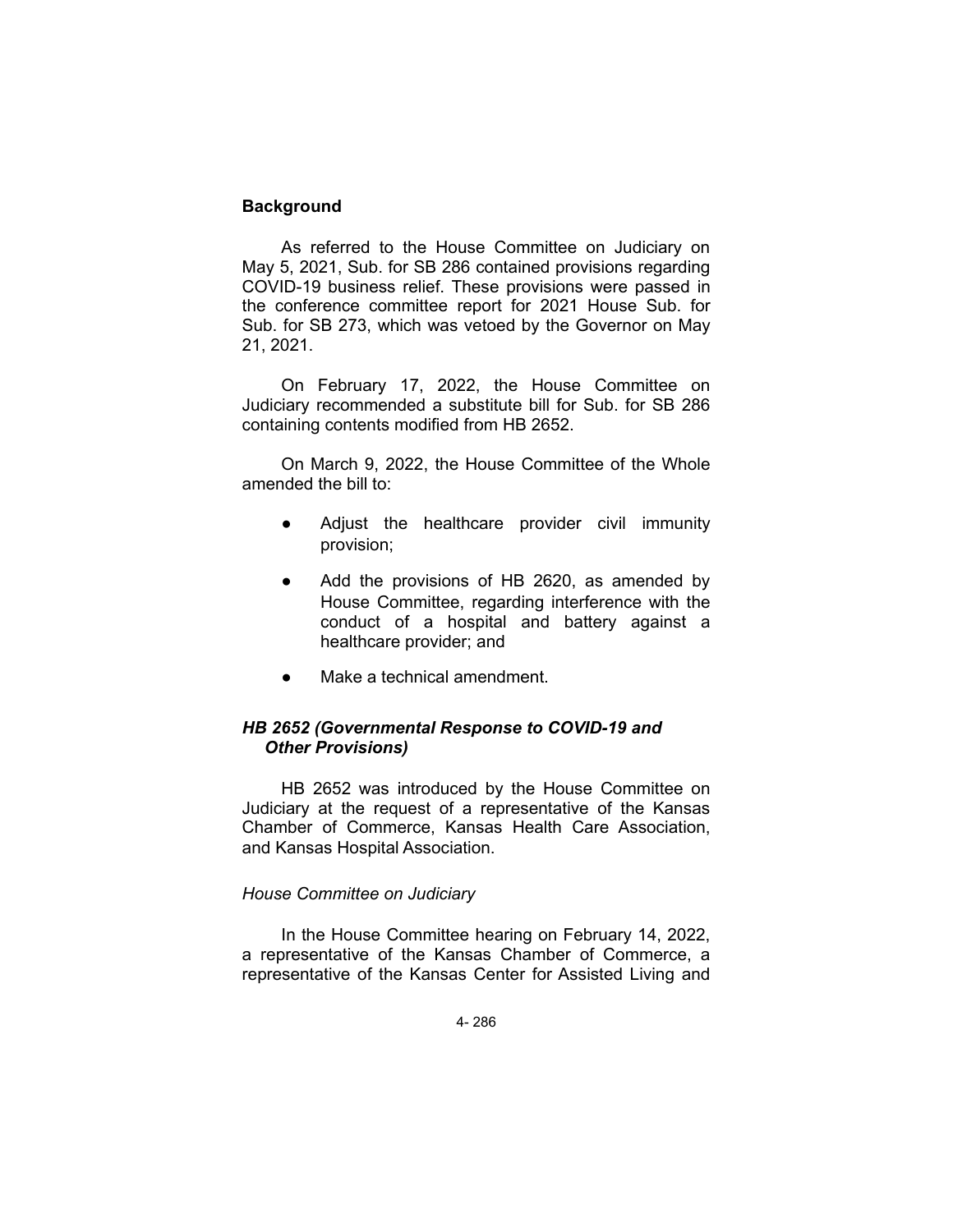## Background

As referred to the House Committee on Judiciary on May 5, 2021, Sub. for SB 286 contained provisions regarding COVID-19 business relief. These provisions were passed in the conference committee report for 2021 House Sub. for Sub. for SB 273, which was vetoed by the Governor on May 21, 2021.

On February 17, 2022, the House Committee on Judiciary recommended a substitute bill for Sub. for SB 286 containing contents modified from HB 2652.

On March 9, 2022, the House Committee of the Whole amended the bill to:

- Adjust the healthcare provider civil immunity provision;
- Add the provisions of HB 2620, as amended by House Committee, regarding interference with the conduct of a hospital and battery against a healthcare provider; and
- Make a technical amendment.

### *HB 2652 (Governmental Response to COVID-19 and Other Provisions)*

HB 2652 was introduced by the House Committee on Judiciary at the request of a representative of the Kansas Chamber of Commerce, Kansas Health Care Association, and Kansas Hospital Association.

#### *House Committee on Judiciary*

In the House Committee hearing on February 14, 2022, a representative of the Kansas Chamber of Commerce, a representative of the Kansas Center for Assisted Living and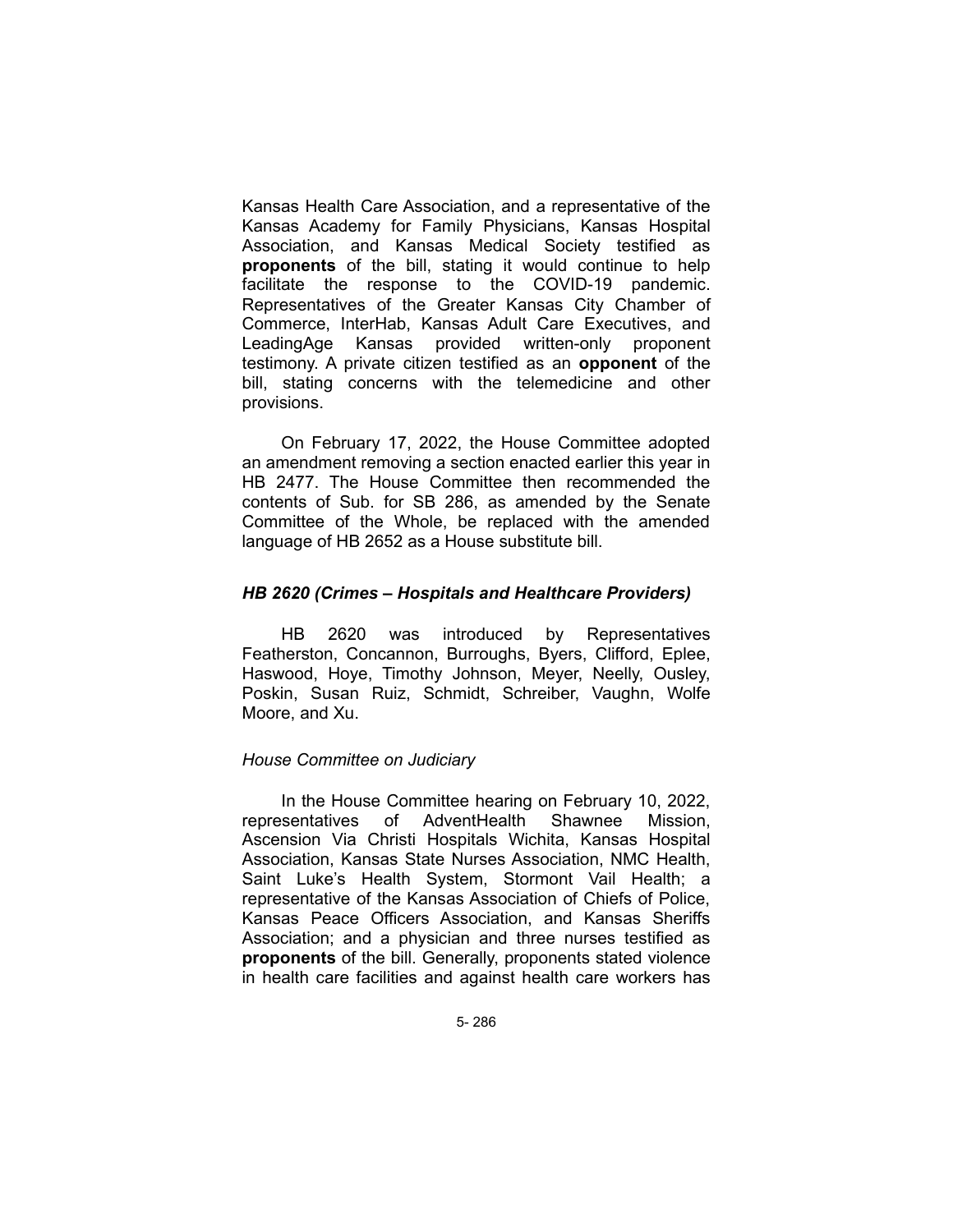Kansas Health Care Association, and a representative of the Kansas Academy for Family Physicians, Kansas Hospital Association, and Kansas Medical Society testified as **proponents** of the bill, stating it would continue to help facilitate the response to the COVID-19 pandemic. Representatives of the Greater Kansas City Chamber of Commerce, InterHab, Kansas Adult Care Executives, and LeadingAge Kansas provided written-only proponent testimony. A private citizen testified as an **opponent** of the bill, stating concerns with the telemedicine and other provisions.

On February 17, 2022, the House Committee adopted an amendment removing a section enacted earlier this year in HB 2477. The House Committee then recommended the contents of Sub. for SB 286, as amended by the Senate Committee of the Whole, be replaced with the amended language of HB 2652 as a House substitute bill.

### *HB 2620 (Crimes – Hospitals and Healthcare Providers)*

HB 2620 was introduced by Representatives Featherston, Concannon, Burroughs, Byers, Clifford, Eplee, Haswood, Hoye, Timothy Johnson, Meyer, Neelly, Ousley, Poskin, Susan Ruiz, Schmidt, Schreiber, Vaughn, Wolfe Moore, and Xu.

*House Committee on Judiciary*

In the House Committee hearing on February 10, 2022, representatives of AdventHealth Shawnee Mission, Ascension Via Christi Hospitals Wichita, Kansas Hospital Association, Kansas State Nurses Association, NMC Health, Saint Luke's Health System, Stormont Vail Health; a representative of the Kansas Association of Chiefs of Police, Kansas Peace Officers Association, and Kansas Sheriffs Association; and a physician and three nurses testified as **proponents** of the bill. Generally, proponents stated violence in health care facilities and against health care workers has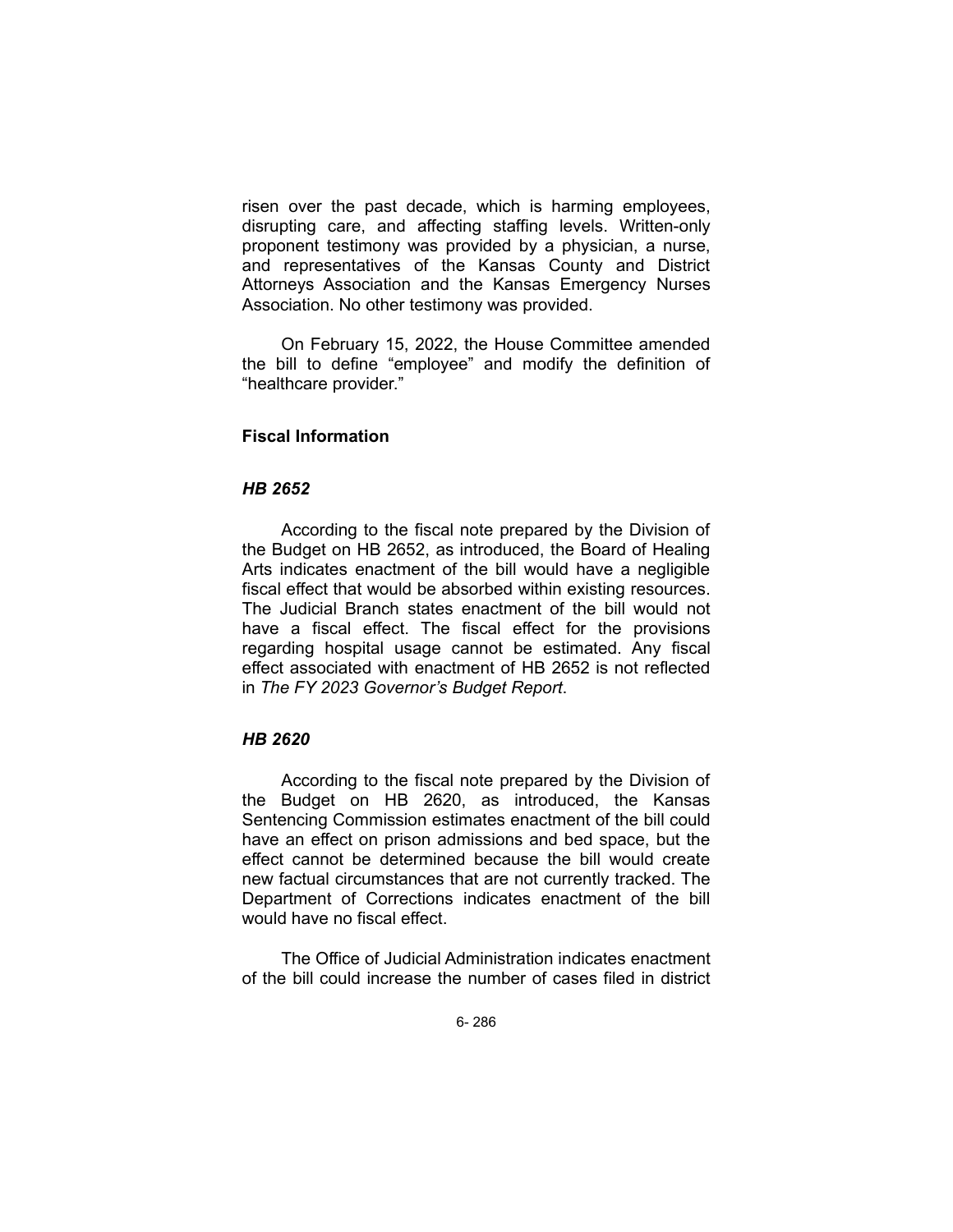risen over the past decade, which is harming employees, disrupting care, and affecting staffing levels. Written-only proponent testimony was provided by a physician, a nurse, and representatives of the Kansas County and District Attorneys Association and the Kansas Emergency Nurses Association. No other testimony was provided.

On February 15, 2022, the House Committee amended the bill to define "employee" and modify the definition of "healthcare provider."

### Fiscal Information

#### *HB 2652*

According to the fiscal note prepared by the Division of the Budget on HB 2652, as introduced, the Board of Healing Arts indicates enactment of the bill would have a negligible fiscal effect that would be absorbed within existing resources. The Judicial Branch states enactment of the bill would not have a fiscal effect. The fiscal effect for the provisions regarding hospital usage cannot be estimated. Any fiscal effect associated with enactment of HB 2652 is not reflected in *The FY 2023 Governor's Budget Report*.

#### *HB 2620*

According to the fiscal note prepared by the Division of the Budget on HB 2620, as introduced, the Kansas Sentencing Commission estimates enactment of the bill could have an effect on prison admissions and bed space, but the effect cannot be determined because the bill would create new factual circumstances that are not currently tracked. The Department of Corrections indicates enactment of the bill would have no fiscal effect.

The Office of Judicial Administration indicates enactment of the bill could increase the number of cases filed in district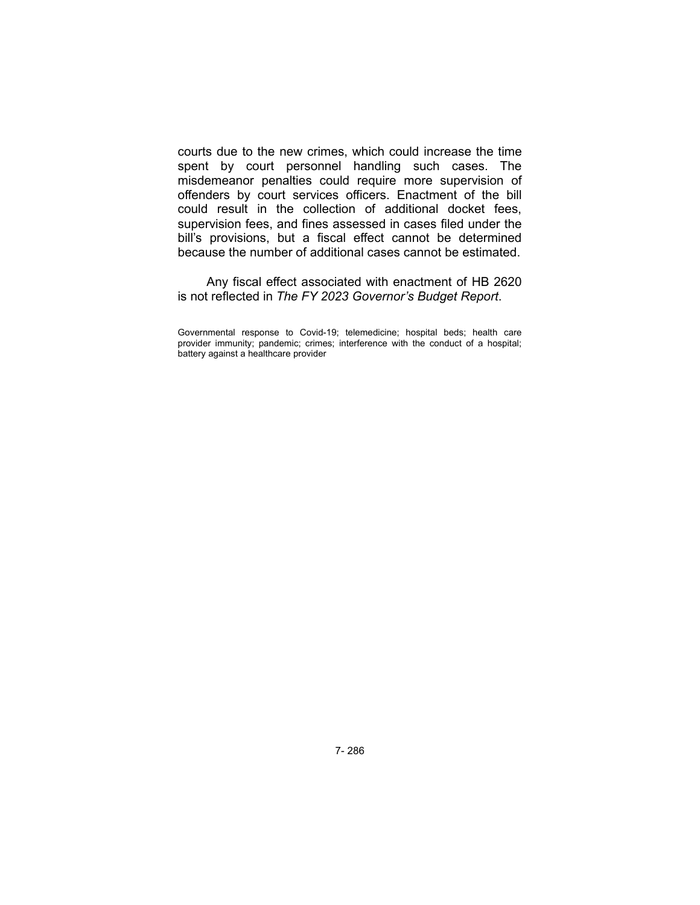courts due to the new crimes, which could increase the time spent by court personnel handling such cases. The misdemeanor penalties could require more supervision of offenders by court services officers. Enactment of the bill could result in the collection of additional docket fees, supervision fees, and fines assessed in cases filed under the bill's provisions, but a fiscal effect cannot be determined because the number of additional cases cannot be estimated.

Any fiscal effect associated with enactment of HB 2620 is not reflected in *The FY 2023 Governor's Budget Report*.

Governmental response to Covid-19; telemedicine; hospital beds; health care provider immunity; pandemic; crimes; interference with the conduct of a hospital; battery against a healthcare provider